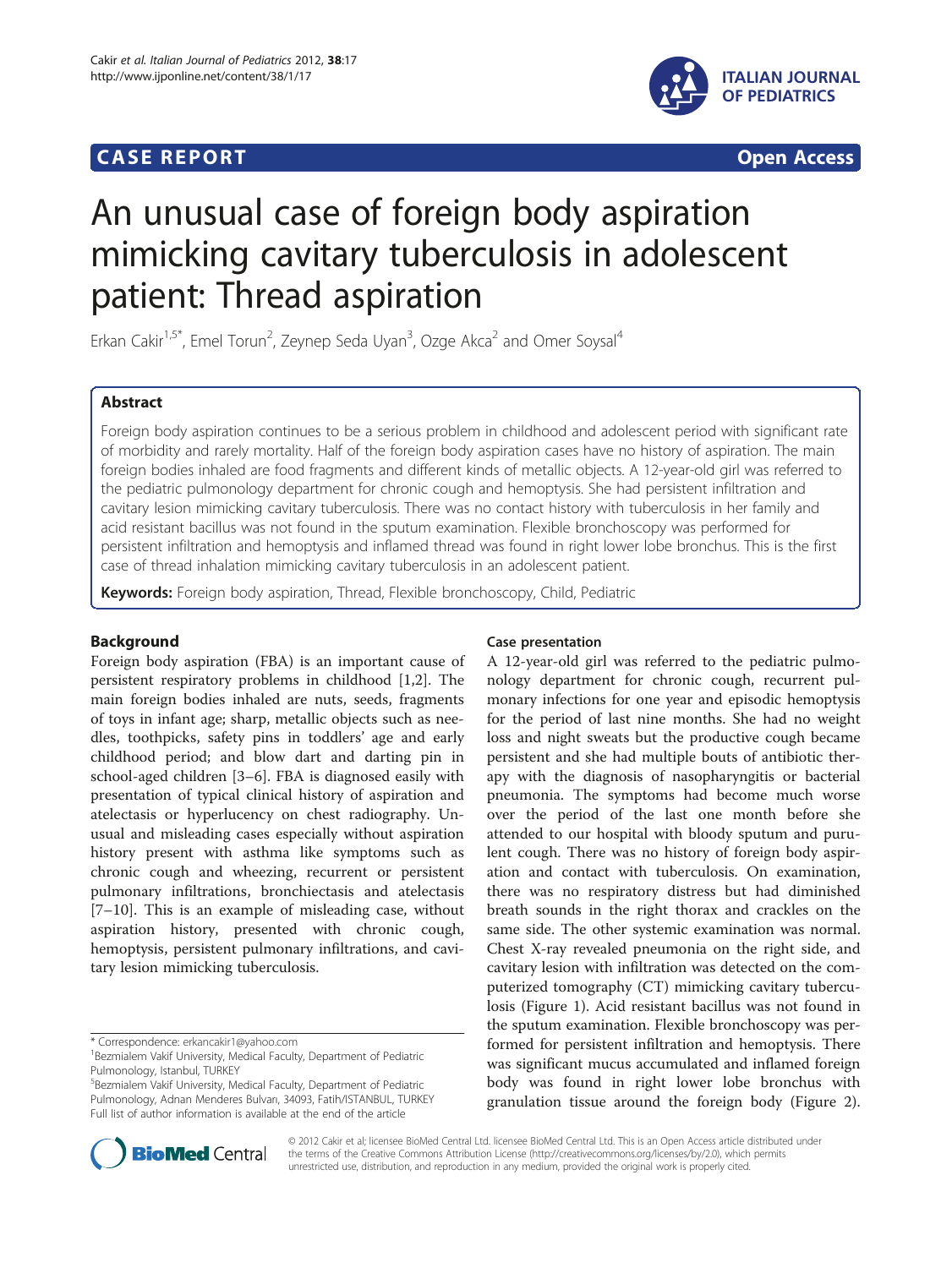**CASE REPORT** **Open Access**

# An unusual case of foreign body aspiration mimicking cavitary tuberculosis in adolescent patient: Thread aspiration

Erkan Cakir[1,5*], Emel Torun[2], Zeynep Seda Uyan[3], Ozge Akca[2] and Omer Soysal[4]

## Abstract

Foreign body aspiration continues to be a serious problem in childhood and adolescent period with significant rate of morbidity and rarely mortality. Half of the foreign body aspiration cases have no history of aspiration. The main foreign bodies inhaled are food fragments and different kinds of metallic objects. A 12-year-old girl was referred to the pediatric pulmonology department for chronic cough and hemoptysis. She had persistent infiltration and cavitary lesion mimicking cavitary tuberculosis. There was no contact history with tuberculosis in her family and acid resistant bacillus was not found in the sputum examination. Flexible bronchoscopy was performed for persistent infiltration and hemoptysis and inflamed thread was found in right lower lobe bronchus. This is the first case of thread inhalation mimicking cavitary tuberculosis in an adolescent patient.

**Keywords:** Foreign body aspiration, Thread, Flexible bronchoscopy, Child, Pediatric

## Background

Foreign body aspiration (FBA) is an important cause of persistent respiratory problems in childhood [1,2]. The main foreign bodies inhaled are nuts, seeds, fragments of toys in infant age; sharp, metallic objects such as needles, toothpicks, safety pins in toddlers' age and early childhood period; and blow dart and darting pin in school-aged children [3–6]. FBA is diagnosed easily with presentation of typical clinical history of aspiration and atelectasis or hyperlucency on chest radiography. Unusual and misleading cases especially without aspiration history present with asthma like symptoms such as chronic cough and wheezing, recurrent or persistent pulmonary infiltrations, bronchiectasis and atelectasis [7–10]. This is an example of misleading case, without aspiration history, presented with chronic cough, hemoptysis, persistent pulmonary infiltrations, and cavitary lesion mimicking tuberculosis.

## Case presentation

A 12-year-old girl was referred to the pediatric pulmonology department for chronic cough, recurrent pulmonary infections for one year and episodic hemoptysis for the period of last nine months. She had no weight loss and night sweats but the productive cough became persistent and she had multiple bouts of antibiotic therapy with the diagnosis of nasopharyngitis or bacterial pneumonia. The symptoms had become much worse over the period of the last one month before she attended to our hospital with bloody sputum and purulent cough. There was no history of foreign body aspiration and contact with tuberculosis. On examination, there was no respiratory distress but had diminished breath sounds in the right thorax and crackles on the same side. The other systemic examination was normal. Chest X-ray revealed pneumonia on the right side, and cavitary lesion with infiltration was detected on the computerized tomography (CT) mimicking cavitary tuberculosis (Figure 1). Acid resistant bacillus was not found in the sputum examination. Flexible bronchoscopy was performed for persistent infiltration and hemoptysis. There was significant mucus accumulated and inflamed foreign body was found in right lower lobe bronchus with granulation tissue around the foreign body (Figure 2).

\* Correspondence: erkancakir1@yahoo.com
[1]Bezmialem Vakif University, Medical Faculty, Department of Pediatric Pulmonology, Istanbul, TURKEY
[5]Bezmialem Vakif University, Medical Faculty, Department of Pediatric Pulmonology, Adnan Menderes Bulvarı, 34093, Fatih/ISTANBUL, TURKEY
Full list of author information is available at the end of the article

© 2012 Cakir et al; licensee BioMed Central Ltd. licensee BioMed Central Ltd. This is an Open Access article distributed under the terms of the Creative Commons Attribution License (http://creativecommons.org/licenses/by/2.0), which permits unrestricted use, distribution, and reproduction in any medium, provided the original work is properly cited.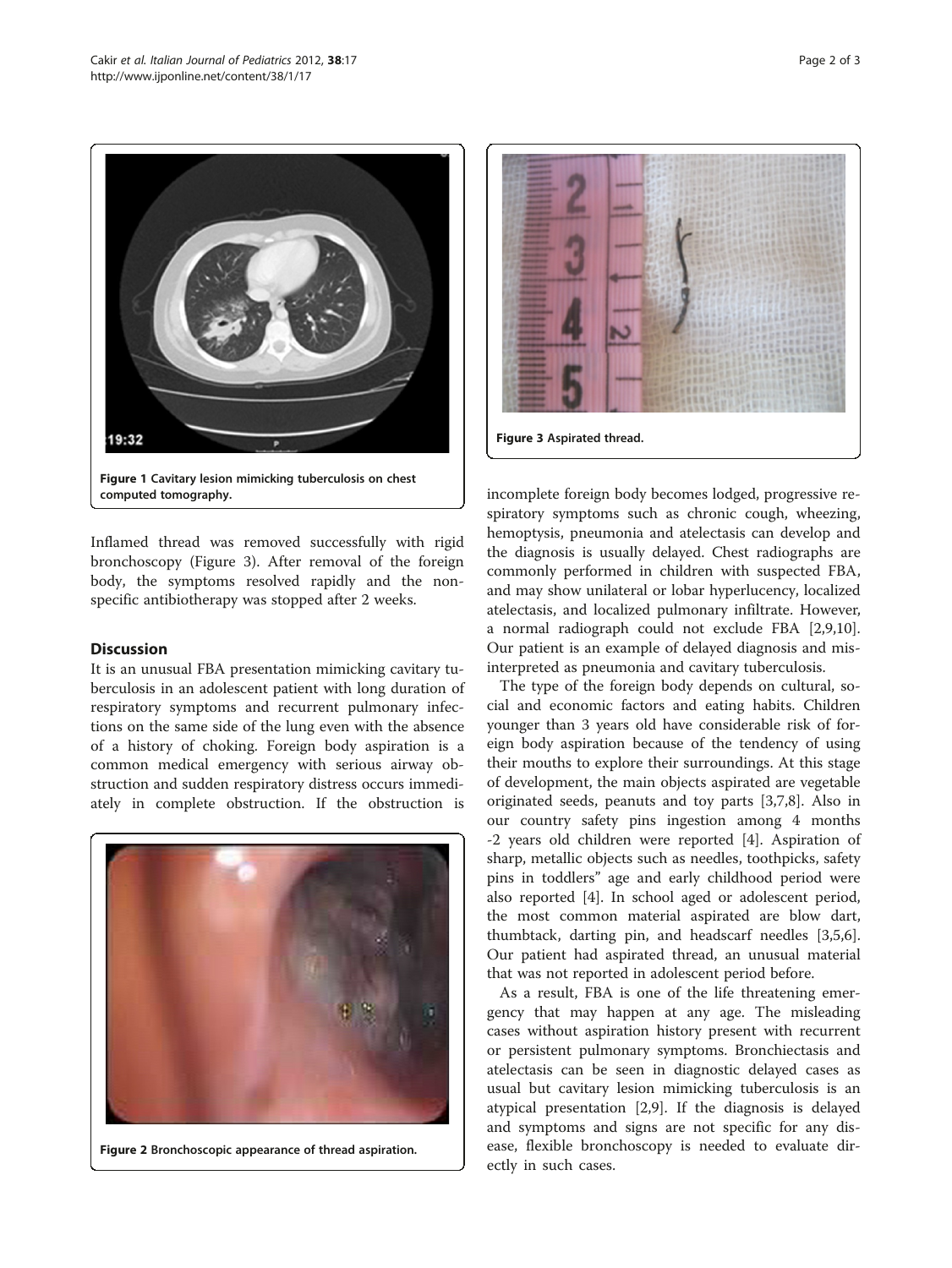Figure 1 Cavitary lesion mimicking tuberculosis on chest computed tomography.

Inflamed thread was removed successfully with rigid bronchoscopy (Figure 3). After removal of the foreign body, the symptoms resolved rapidly and the non-specific antibiotherapy was stopped after 2 weeks.

## Discussion

It is an unusual FBA presentation mimicking cavitary tuberculosis in an adolescent patient with long duration of respiratory symptoms and recurrent pulmonary infections on the same side of the lung even with the absence of a history of choking. Foreign body aspiration is a common medical emergency with serious airway obstruction and sudden respiratory distress occurs immediately in complete obstruction. If the obstruction is incomplete foreign body becomes lodged, progressive respiratory symptoms such as chronic cough, wheezing, hemoptysis, pneumonia and atelectasis can develop and the diagnosis is usually delayed. Chest radiographs are commonly performed in children with suspected FBA, and may show unilateral or lobar hyperlucency, localized atelectasis, and localized pulmonary infiltrate. However, a normal radiograph could not exclude FBA [2,9,10]. Our patient is an example of delayed diagnosis and misinterpreted as pneumonia and cavitary tuberculosis.

Figure 2 Bronchoscopic appearance of thread aspiration.

Figure 3 Aspirated thread.

The type of the foreign body depends on cultural, social and economic factors and eating habits. Children younger than 3 years old have considerable risk of foreign body aspiration because of the tendency of using their mouths to explore their surroundings. At this stage of development, the main objects aspirated are vegetable originated seeds, peanuts and toy parts [3,7,8]. Also in our country safety pins ingestion among 4 months -2 years old children were reported [4]. Aspiration of sharp, metallic objects such as needles, toothpicks, safety pins in toddlers" age and early childhood period were also reported [4]. In school aged or adolescent period, the most common material aspirated are blow dart, thumbtack, darting pin, and headscarf needles [3,5,6]. Our patient had aspirated thread, an unusual material that was not reported in adolescent period before.

As a result, FBA is one of the life threatening emergency that may happen at any age. The misleading cases without aspiration history present with recurrent or persistent pulmonary symptoms. Bronchiectasis and atelectasis can be seen in diagnostic delayed cases as usual but cavitary lesion mimicking tuberculosis is an atypical presentation [2,9]. If the diagnosis is delayed and symptoms and signs are not specific for any disease, flexible bronchoscopy is needed to evaluate directly in such cases.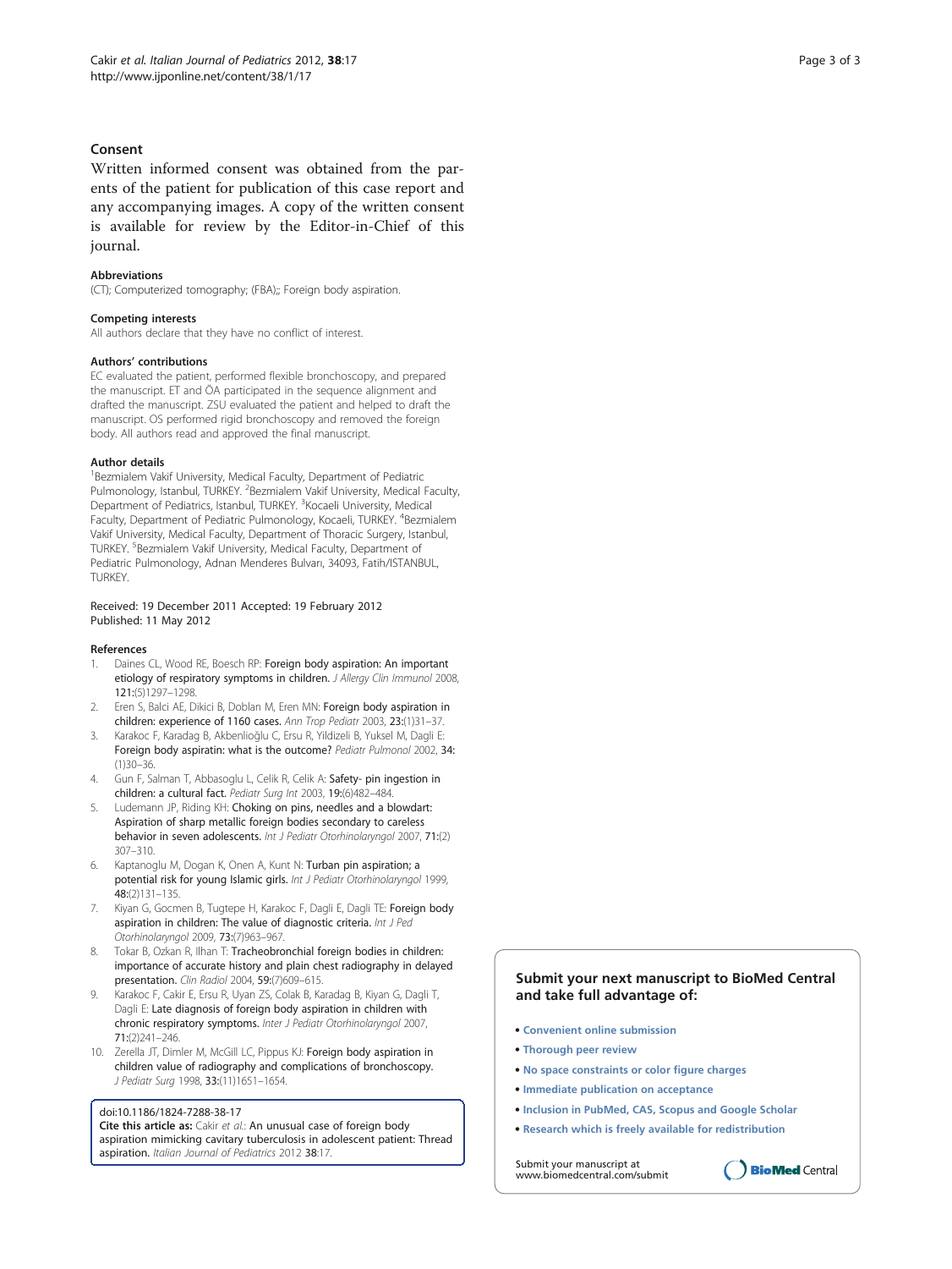## Consent

Written informed consent was obtained from the parents of the patient for publication of this case report and any accompanying images. A copy of the written consent is available for review by the Editor-in-Chief of this journal.

### Abbreviations

(CT); Computerized tomography; (FBA);; Foreign body aspiration.

### Competing interests

All authors declare that they have no conflict of interest.

### Authors' contributions

EC evaluated the patient, performed flexible bronchoscopy, and prepared the manuscript. ET and ÖA participated in the sequence alignment and drafted the manuscript. ZSU evaluated the patient and helped to draft the manuscript. OS performed rigid bronchoscopy and removed the foreign body. All authors read and approved the final manuscript.

### Author details

[1]Bezmialem Vakif University, Medical Faculty, Department of Pediatric Pulmonology, Istanbul, TURKEY. [2]Bezmialem Vakif University, Medical Faculty, Department of Pediatrics, Istanbul, TURKEY. [3]Kocaeli University, Medical Faculty, Department of Pediatric Pulmonology, Kocaeli, TURKEY. [4]Bezmialem Vakif University, Medical Faculty, Department of Thoracic Surgery, Istanbul, TURKEY. [5]Bezmialem Vakif University, Medical Faculty, Department of Pediatric Pulmonology, Adnan Menderes Bulvarı, 34093, Fatih/ISTANBUL, TURKEY.

Received: 19 December 2011 Accepted: 19 February 2012
Published: 11 May 2012

### References

1. Daines CL, Wood RE, Boesch RP: **Foreign body aspiration: An important etiology of respiratory symptoms in children.** *J Allergy Clin Immunol* 2008, **121:**(5)1297–1298.
2. Eren S, Balci AE, Dikici B, Doblan M, Eren MN: **Foreign body aspiration in children: experience of 1160 cases.** *Ann Trop Pediatr* 2003, **23:**(1)31–37.
3. Karakoc F, Karadag B, Akbenlioğlu C, Ersu R, Yildizeli B, Yuksel M, Dagli E: **Foreign body aspiratin: what is the outcome?** *Pediatr Pulmonol* 2002, **34:** (1)30–36.
4. Gun F, Salman T, Abbasoglu L, Celik R, Celik A: **Safety- pin ingestion in children: a cultural fact.** *Pediatr Surg Int* 2003, **19:**(6)482–484.
5. Ludemann JP, Riding KH: **Choking on pins, needles and a blowdart: Aspiration of sharp metallic foreign bodies secondary to careless behavior in seven adolescents.** *Int J Pediatr Otorhinolaryngol* 2007, **71:**(2) 307–310.
6. Kaptanoglu M, Dogan K, Onen A, Kunt N: **Turban pin aspiration; a potential risk for young Islamic girls.** *Int J Pediatr Otorhinolaryngol* 1999, **48:**(2)131–135.
7. Kiyan G, Gocmen B, Tugtepe H, Karakoc F, Dagli E, Dagli TE: **Foreign body aspiration in children: The value of diagnostic criteria.** *Int J Ped Otorhinolaryngol* 2009, **73:**(7)963–967.
8. Tokar B, Ozkan R, Ilhan T: **Tracheobronchial foreign bodies in children: importance of accurate history and plain chest radiography in delayed presentation.** *Clin Radiol* 2004, **59:**(7)609–615.
9. Karakoc F, Cakir E, Ersu R, Uyan ZS, Colak B, Karadag B, Kiyan G, Dagli T, Dagli E: **Late diagnosis of foreign body aspiration in children with chronic respiratory symptoms.** *Inter J Pediatr Otorhinolaryngol* 2007, **71:**(2)241–246.
10. Zerella JT, Dimler M, McGill LC, Pippus KJ: **Foreign body aspiration in children value of radiography and complications of bronchoscopy.** *J Pediatr Surg* 1998, **33:**(11)1651–1654.

doi:10.1186/1824-7288-38-17
**Cite this article as:** Cakir *et al.*: An unusual case of foreign body aspiration mimicking cavitary tuberculosis in adolescent patient: Thread aspiration. *Italian Journal of Pediatrics* 2012 **38**:17.

**Submit your next manuscript to BioMed Central and take full advantage of:**

- **Convenient online submission**
- **Thorough peer review**
- **No space constraints or color figure charges**
- **Immediate publication on acceptance**
- **Inclusion in PubMed, CAS, Scopus and Google Scholar**
- **Research which is freely available for redistribution**

Submit your manuscript at
www.biomedcentral.com/submit

BioMed Central